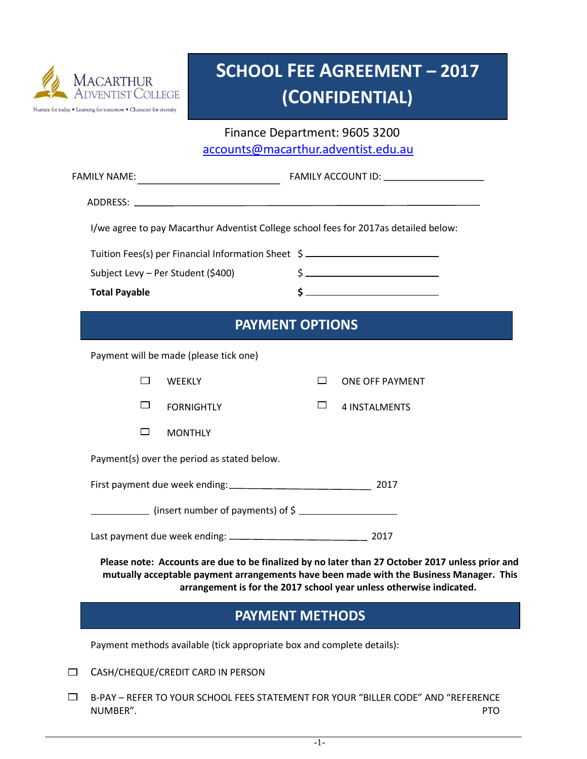Macarthur Adventist College

Nurture for today • Learning for tomorrow • Character for eternity

# SCHOOL FEE AGREEMENT – 2017 (CONFIDENTIAL)

Finance Department: 9605 3200

accounts@macarthur.adventist.edu.au

FAMILY NAME: ____________________ FAMILY ACCOUNT ID: ____________________

ADDRESS: ______________________________________________

I/we agree to pay Macarthur Adventist College school fees for 2017as detailed below:

Tuition Fees(s) per Financial Information Sheet $ ____________________

Subject Levy – Per Student ($400) $ ____________________

**Total Payable** **$** ____________________

## PAYMENT OPTIONS

Payment will be made (please tick one)

☐ WEEKLY ☐ ONE OFF PAYMENT

☐ FORNIGHTLY ☐ 4 INSTALMENTS

☐ MONTHLY

Payment(s) over the period as stated below.

First payment due week ending: ____________________ 2017

__________ (insert number of payments) of $ ____________________

Last payment due week ending: ____________________ 2017

**Please note: Accounts are due to be finalized by no later than 27 October 2017 unless prior and mutually acceptable payment arrangements have been made with the Business Manager. This arrangement is for the 2017 school year unless otherwise indicated.**

## PAYMENT METHODS

Payment methods available (tick appropriate box and complete details):

☐ CASH/CHEQUE/CREDIT CARD IN PERSON

☐ B-PAY – REFER TO YOUR SCHOOL FEES STATEMENT FOR YOUR "BILLER CODE" AND "REFERENCE NUMBER".

PTO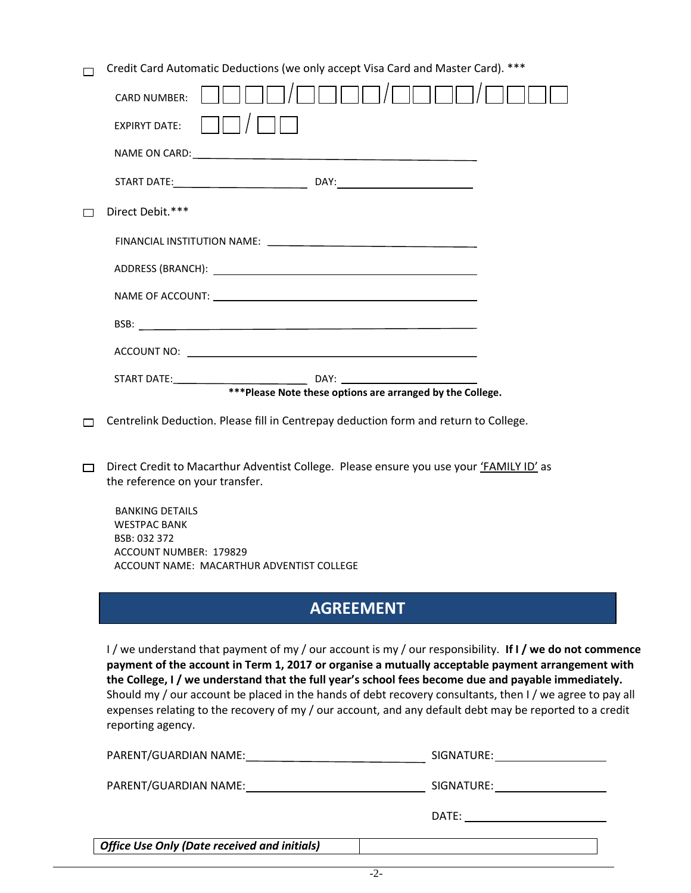☐ Credit Card Automatic Deductions (we only accept Visa Card and Master Card). ***

CARD NUMBER: ☐☐☐☐/☐☐☐☐/☐☐☐☐/☐☐☐☐

EXPIRYT DATE: ☐☐/☐☐

NAME ON CARD: ______________________________

START DATE: ______________ DAY: ______________

☐ Direct Debit.***

FINANCIAL INSTITUTION NAME: ______________________________

ADDRESS (BRANCH): ______________________________

NAME OF ACCOUNT: ______________________________

BSB: ______________________________

ACCOUNT NO: ______________________________

START DATE: ______________ DAY: ______________

***Please Note these options are arranged by the College.**

☐ Centrelink Deduction. Please fill in Centrepay deduction form and return to College.

☐ Direct Credit to Macarthur Adventist College. Please ensure you use your 'FAMILY ID' as the reference on your transfer.

BANKING DETAILS
WESTPAC BANK
BSB: 032 372
ACCOUNT NUMBER: 179829
ACCOUNT NAME: MACARTHUR ADVENTIST COLLEGE

## AGREEMENT

I / we understand that payment of my / our account is my / our responsibility. **If I / we do not commence payment of the account in Term 1, 2017 or organise a mutually acceptable payment arrangement with the College, I / we understand that the full year's school fees become due and payable immediately.** Should my / our account be placed in the hands of debt recovery consultants, then I / we agree to pay all expenses relating to the recovery of my / our account, and any default debt may be reported to a credit reporting agency.

PARENT/GUARDIAN NAME: ______________________ SIGNATURE: ______________

PARENT/GUARDIAN NAME: ______________________ SIGNATURE: ______________

DATE: ______________

| ***Office Use Only (Date received and initials)*** | |
|---|---|